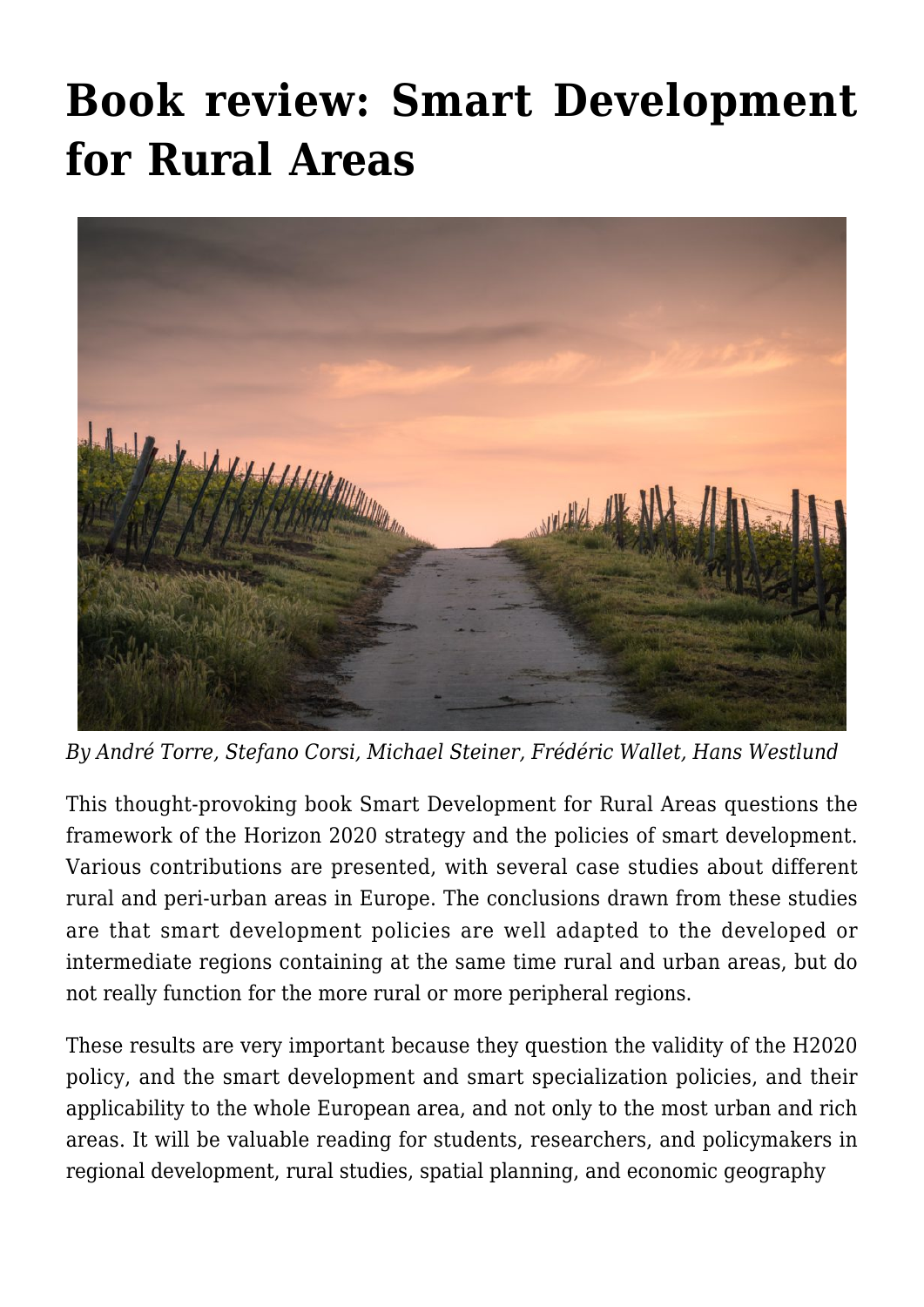# Book review: Smart Development for Rural Areas

*By André Torre, Stefano Corsi, Michael Steiner, Frédéric Wallet, Hans Westlund*

This thought-provoking book Smart Development for Rural Areas questions the framework of the Horizon 2020 strategy and the policies of smart development. Various contributions are presented, with several case studies about different rural and peri-urban areas in Europe. The conclusions drawn from these studies are that smart development policies are well adapted to the developed or intermediate regions containing at the same time rural and urban areas, but do not really function for the more rural or more peripheral regions.

These results are very important because they question the validity of the H2020 policy, and the smart development and smart specialization policies, and their applicability to the whole European area, and not only to the most urban and rich areas. It will be valuable reading for students, researchers, and policymakers in regional development, rural studies, spatial planning, and economic geography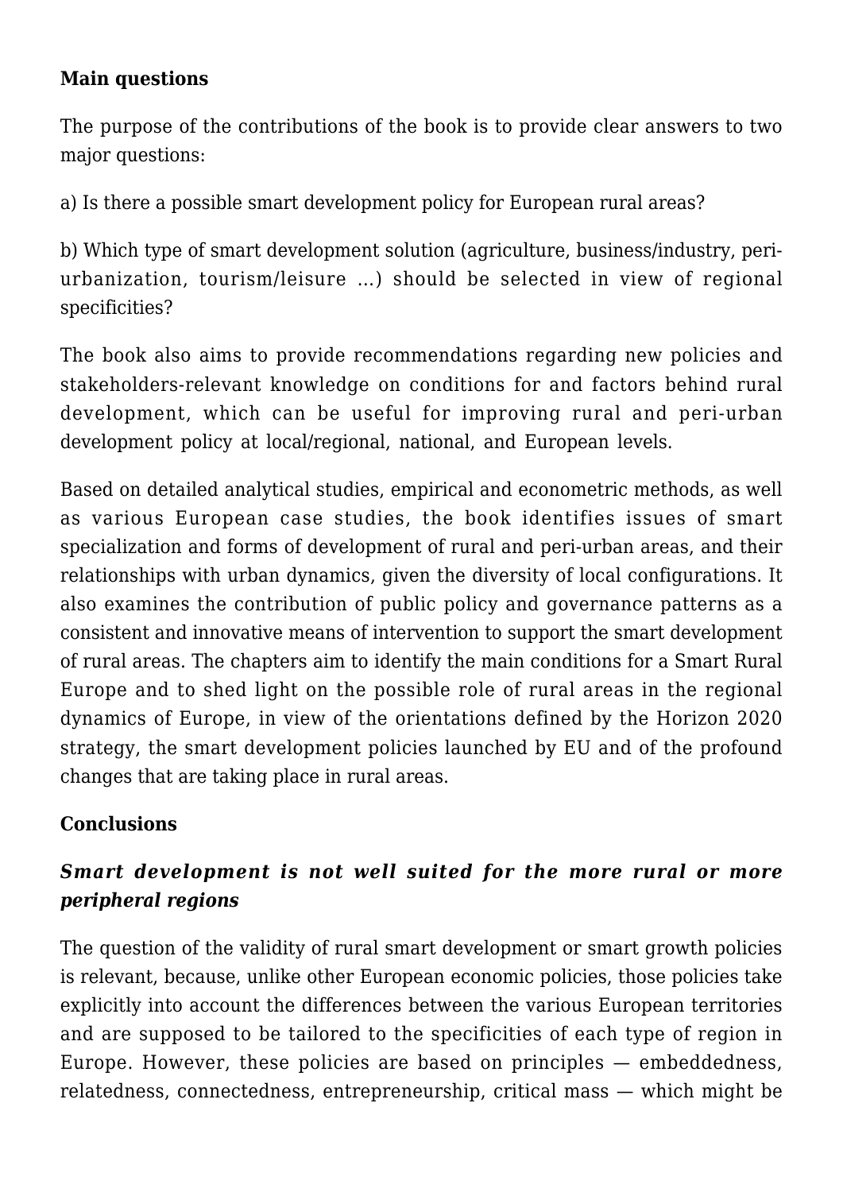**Main questions**

The purpose of the contributions of the book is to provide clear answers to two major questions:

a) Is there a possible smart development policy for European rural areas?

b) Which type of smart development solution (agriculture, business/industry, peri-urbanization, tourism/leisure …) should be selected in view of regional specificities?

The book also aims to provide recommendations regarding new policies and stakeholders-relevant knowledge on conditions for and factors behind rural development, which can be useful for improving rural and peri-urban development policy at local/regional, national, and European levels.

Based on detailed analytical studies, empirical and econometric methods, as well as various European case studies, the book identifies issues of smart specialization and forms of development of rural and peri-urban areas, and their relationships with urban dynamics, given the diversity of local configurations. It also examines the contribution of public policy and governance patterns as a consistent and innovative means of intervention to support the smart development of rural areas. The chapters aim to identify the main conditions for a Smart Rural Europe and to shed light on the possible role of rural areas in the regional dynamics of Europe, in view of the orientations defined by the Horizon 2020 strategy, the smart development policies launched by EU and of the profound changes that are taking place in rural areas.

**Conclusions**

***Smart development is not well suited for the more rural or more peripheral regions***

The question of the validity of rural smart development or smart growth policies is relevant, because, unlike other European economic policies, those policies take explicitly into account the differences between the various European territories and are supposed to be tailored to the specificities of each type of region in Europe. However, these policies are based on principles — embeddedness, relatedness, connectedness, entrepreneurship, critical mass — which might be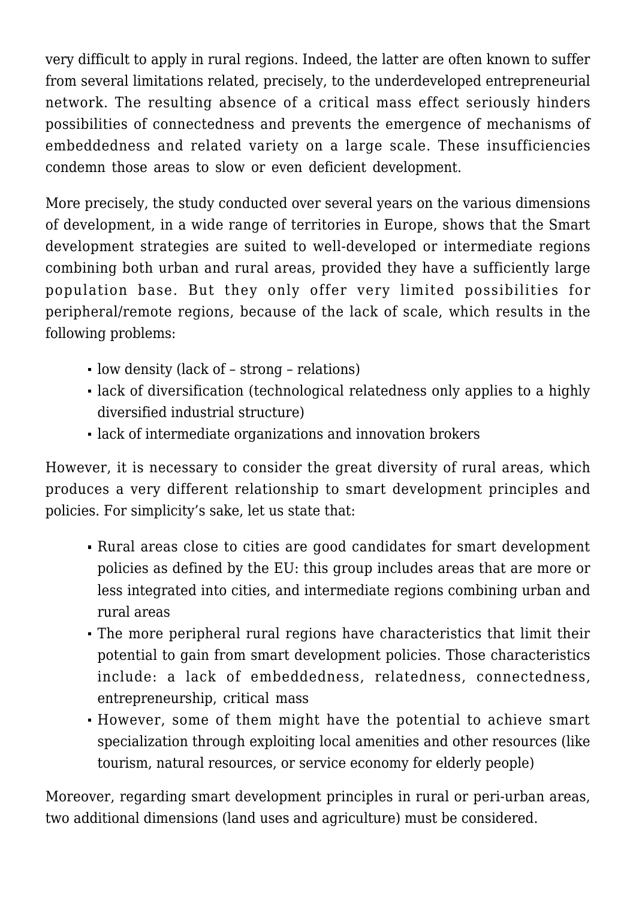very difficult to apply in rural regions. Indeed, the latter are often known to suffer from several limitations related, precisely, to the underdeveloped entrepreneurial network. The resulting absence of a critical mass effect seriously hinders possibilities of connectedness and prevents the emergence of mechanisms of embeddedness and related variety on a large scale. These insufficiencies condemn those areas to slow or even deficient development.

More precisely, the study conducted over several years on the various dimensions of development, in a wide range of territories in Europe, shows that the Smart development strategies are suited to well-developed or intermediate regions combining both urban and rural areas, provided they have a sufficiently large population base. But they only offer very limited possibilities for peripheral/remote regions, because of the lack of scale, which results in the following problems:

- low density (lack of – strong – relations)
- lack of diversification (technological relatedness only applies to a highly diversified industrial structure)
- lack of intermediate organizations and innovation brokers

However, it is necessary to consider the great diversity of rural areas, which produces a very different relationship to smart development principles and policies. For simplicity's sake, let us state that:

- Rural areas close to cities are good candidates for smart development policies as defined by the EU: this group includes areas that are more or less integrated into cities, and intermediate regions combining urban and rural areas
- The more peripheral rural regions have characteristics that limit their potential to gain from smart development policies. Those characteristics include: a lack of embeddedness, relatedness, connectedness, entrepreneurship, critical mass
- However, some of them might have the potential to achieve smart specialization through exploiting local amenities and other resources (like tourism, natural resources, or service economy for elderly people)

Moreover, regarding smart development principles in rural or peri-urban areas, two additional dimensions (land uses and agriculture) must be considered.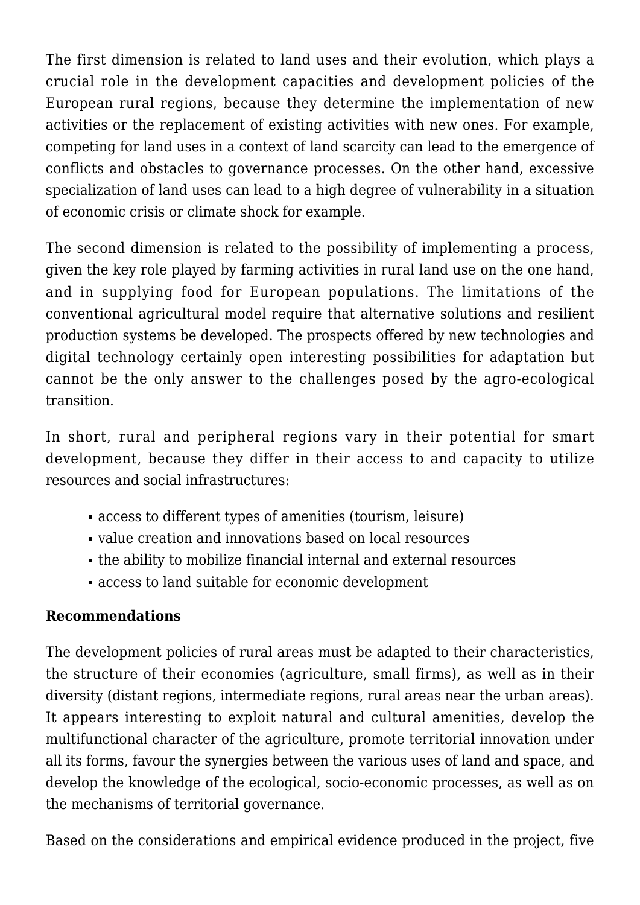The first dimension is related to land uses and their evolution, which plays a crucial role in the development capacities and development policies of the European rural regions, because they determine the implementation of new activities or the replacement of existing activities with new ones. For example, competing for land uses in a context of land scarcity can lead to the emergence of conflicts and obstacles to governance processes. On the other hand, excessive specialization of land uses can lead to a high degree of vulnerability in a situation of economic crisis or climate shock for example.

The second dimension is related to the possibility of implementing a process, given the key role played by farming activities in rural land use on the one hand, and in supplying food for European populations. The limitations of the conventional agricultural model require that alternative solutions and resilient production systems be developed. The prospects offered by new technologies and digital technology certainly open interesting possibilities for adaptation but cannot be the only answer to the challenges posed by the agro-ecological transition.

In short, rural and peripheral regions vary in their potential for smart development, because they differ in their access to and capacity to utilize resources and social infrastructures:

- access to different types of amenities (tourism, leisure)
- value creation and innovations based on local resources
- the ability to mobilize financial internal and external resources
- access to land suitable for economic development

**Recommendations**

The development policies of rural areas must be adapted to their characteristics, the structure of their economies (agriculture, small firms), as well as in their diversity (distant regions, intermediate regions, rural areas near the urban areas). It appears interesting to exploit natural and cultural amenities, develop the multifunctional character of the agriculture, promote territorial innovation under all its forms, favour the synergies between the various uses of land and space, and develop the knowledge of the ecological, socio-economic processes, as well as on the mechanisms of territorial governance.

Based on the considerations and empirical evidence produced in the project, five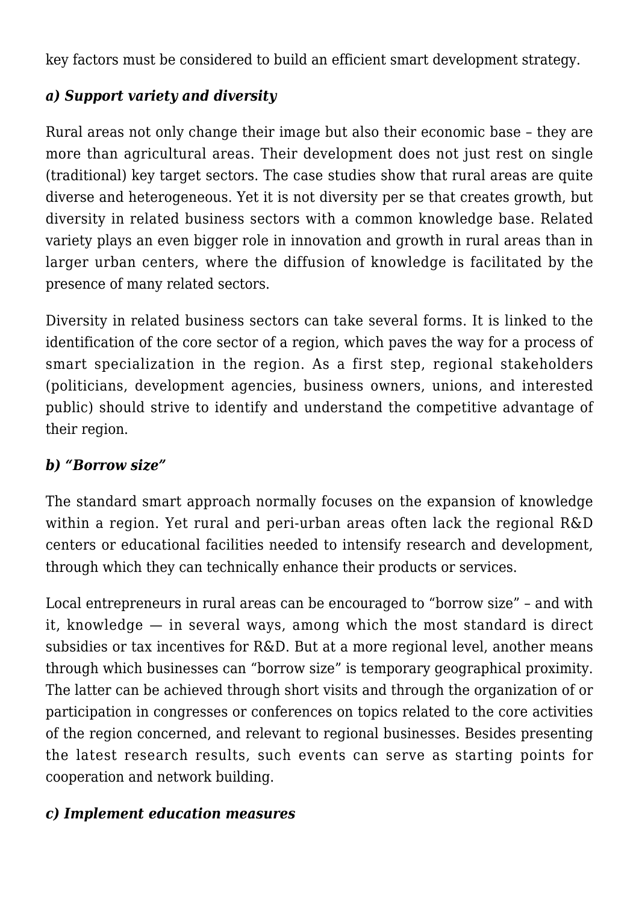key factors must be considered to build an efficient smart development strategy.

### *a) Support variety and diversity*

Rural areas not only change their image but also their economic base – they are more than agricultural areas. Their development does not just rest on single (traditional) key target sectors. The case studies show that rural areas are quite diverse and heterogeneous. Yet it is not diversity per se that creates growth, but diversity in related business sectors with a common knowledge base. Related variety plays an even bigger role in innovation and growth in rural areas than in larger urban centers, where the diffusion of knowledge is facilitated by the presence of many related sectors.

Diversity in related business sectors can take several forms. It is linked to the identification of the core sector of a region, which paves the way for a process of smart specialization in the region. As a first step, regional stakeholders (politicians, development agencies, business owners, unions, and interested public) should strive to identify and understand the competitive advantage of their region.

### *b) "Borrow size"*

The standard smart approach normally focuses on the expansion of knowledge within a region. Yet rural and peri-urban areas often lack the regional R&D centers or educational facilities needed to intensify research and development, through which they can technically enhance their products or services.

Local entrepreneurs in rural areas can be encouraged to "borrow size" – and with it, knowledge — in several ways, among which the most standard is direct subsidies or tax incentives for R&D. But at a more regional level, another means through which businesses can "borrow size" is temporary geographical proximity. The latter can be achieved through short visits and through the organization of or participation in congresses or conferences on topics related to the core activities of the region concerned, and relevant to regional businesses. Besides presenting the latest research results, such events can serve as starting points for cooperation and network building.

### *c) Implement education measures*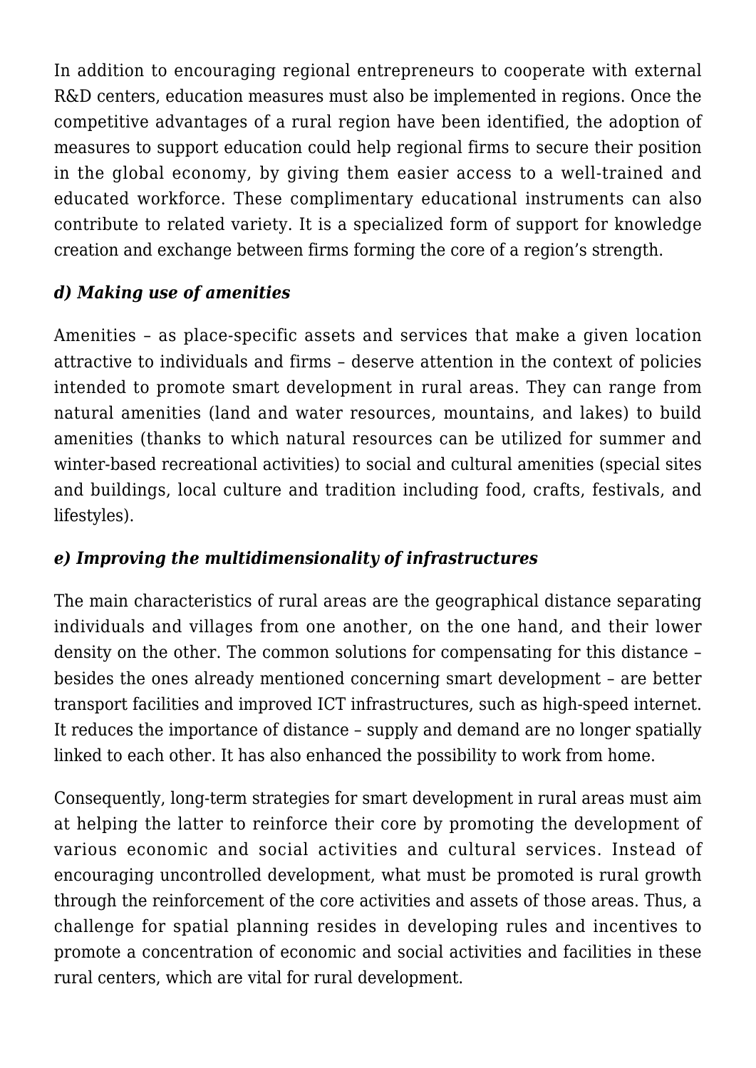In addition to encouraging regional entrepreneurs to cooperate with external R&D centers, education measures must also be implemented in regions. Once the competitive advantages of a rural region have been identified, the adoption of measures to support education could help regional firms to secure their position in the global economy, by giving them easier access to a well-trained and educated workforce. These complimentary educational instruments can also contribute to related variety. It is a specialized form of support for knowledge creation and exchange between firms forming the core of a region's strength.

### *d) Making use of amenities*

Amenities – as place-specific assets and services that make a given location attractive to individuals and firms – deserve attention in the context of policies intended to promote smart development in rural areas. They can range from natural amenities (land and water resources, mountains, and lakes) to build amenities (thanks to which natural resources can be utilized for summer and winter-based recreational activities) to social and cultural amenities (special sites and buildings, local culture and tradition including food, crafts, festivals, and lifestyles).

### *e) Improving the multidimensionality of infrastructures*

The main characteristics of rural areas are the geographical distance separating individuals and villages from one another, on the one hand, and their lower density on the other. The common solutions for compensating for this distance – besides the ones already mentioned concerning smart development – are better transport facilities and improved ICT infrastructures, such as high-speed internet. It reduces the importance of distance – supply and demand are no longer spatially linked to each other. It has also enhanced the possibility to work from home.

Consequently, long-term strategies for smart development in rural areas must aim at helping the latter to reinforce their core by promoting the development of various economic and social activities and cultural services. Instead of encouraging uncontrolled development, what must be promoted is rural growth through the reinforcement of the core activities and assets of those areas. Thus, a challenge for spatial planning resides in developing rules and incentives to promote a concentration of economic and social activities and facilities in these rural centers, which are vital for rural development.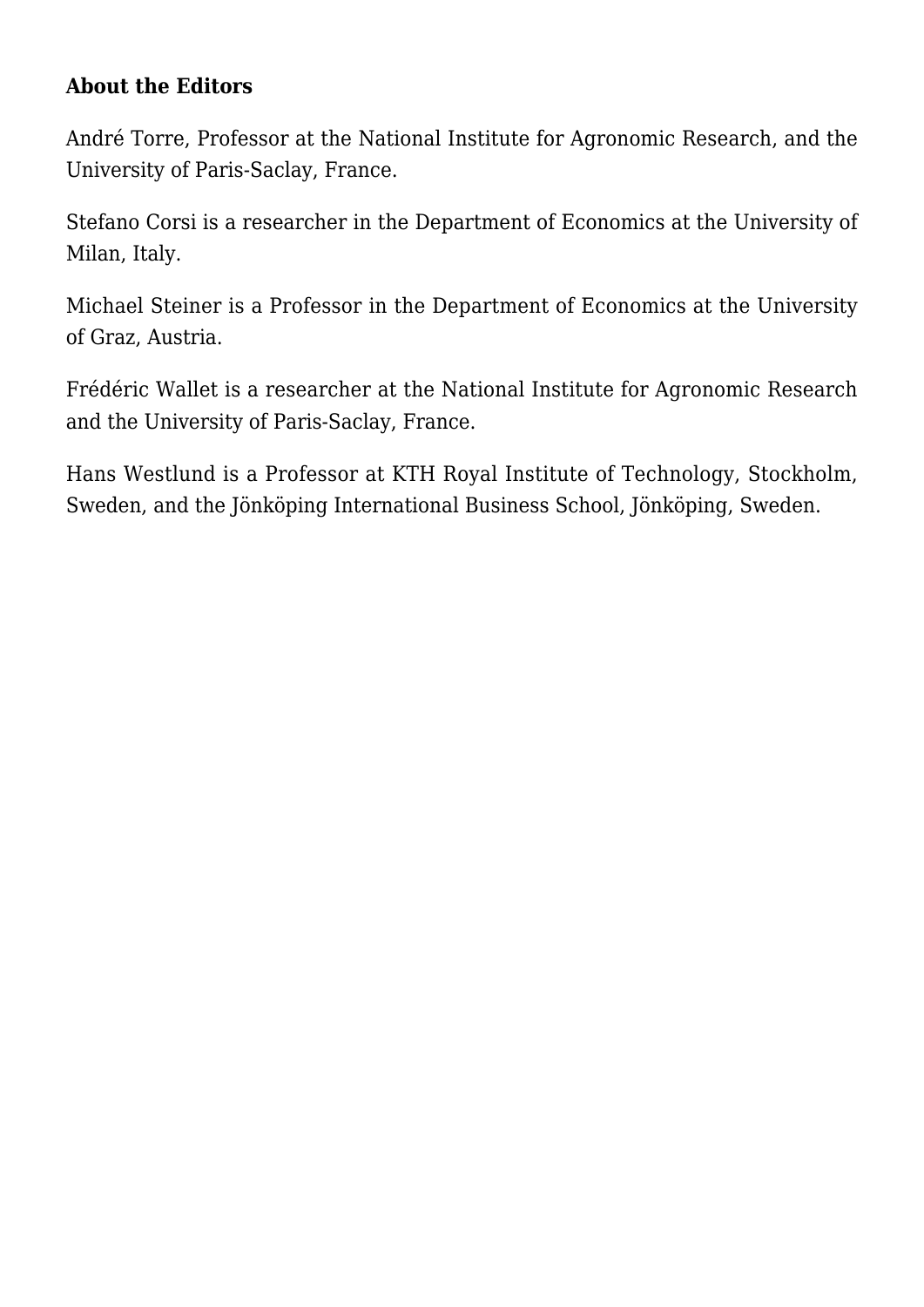**About the Editors**

André Torre, Professor at the National Institute for Agronomic Research, and the University of Paris-Saclay, France.

Stefano Corsi is a researcher in the Department of Economics at the University of Milan, Italy.

Michael Steiner is a Professor in the Department of Economics at the University of Graz, Austria.

Frédéric Wallet is a researcher at the National Institute for Agronomic Research and the University of Paris-Saclay, France.

Hans Westlund is a Professor at KTH Royal Institute of Technology, Stockholm, Sweden, and the Jönköping International Business School, Jönköping, Sweden.